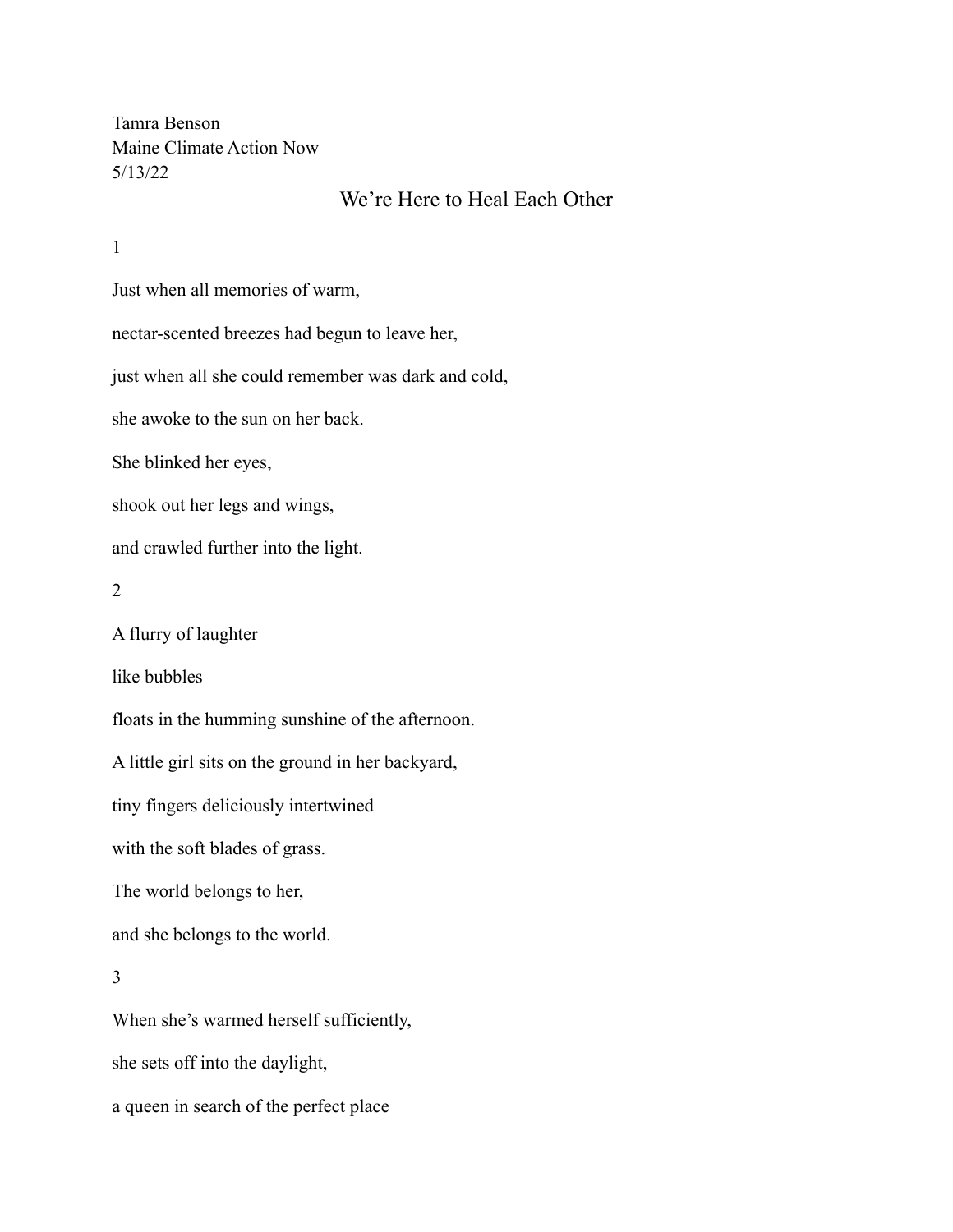Tamra Benson
Maine Climate Action Now
5/13/22

# We're Here to Heal Each Other

1

Just when all memories of warm,

nectar-scented breezes had begun to leave her,

just when all she could remember was dark and cold,

she awoke to the sun on her back.

She blinked her eyes,

shook out her legs and wings,

and crawled further into the light.

2

A flurry of laughter

like bubbles

floats in the humming sunshine of the afternoon.

A little girl sits on the ground in her backyard,

tiny fingers deliciously intertwined

with the soft blades of grass.

The world belongs to her,

and she belongs to the world.

3

When she's warmed herself sufficiently,

she sets off into the daylight,

a queen in search of the perfect place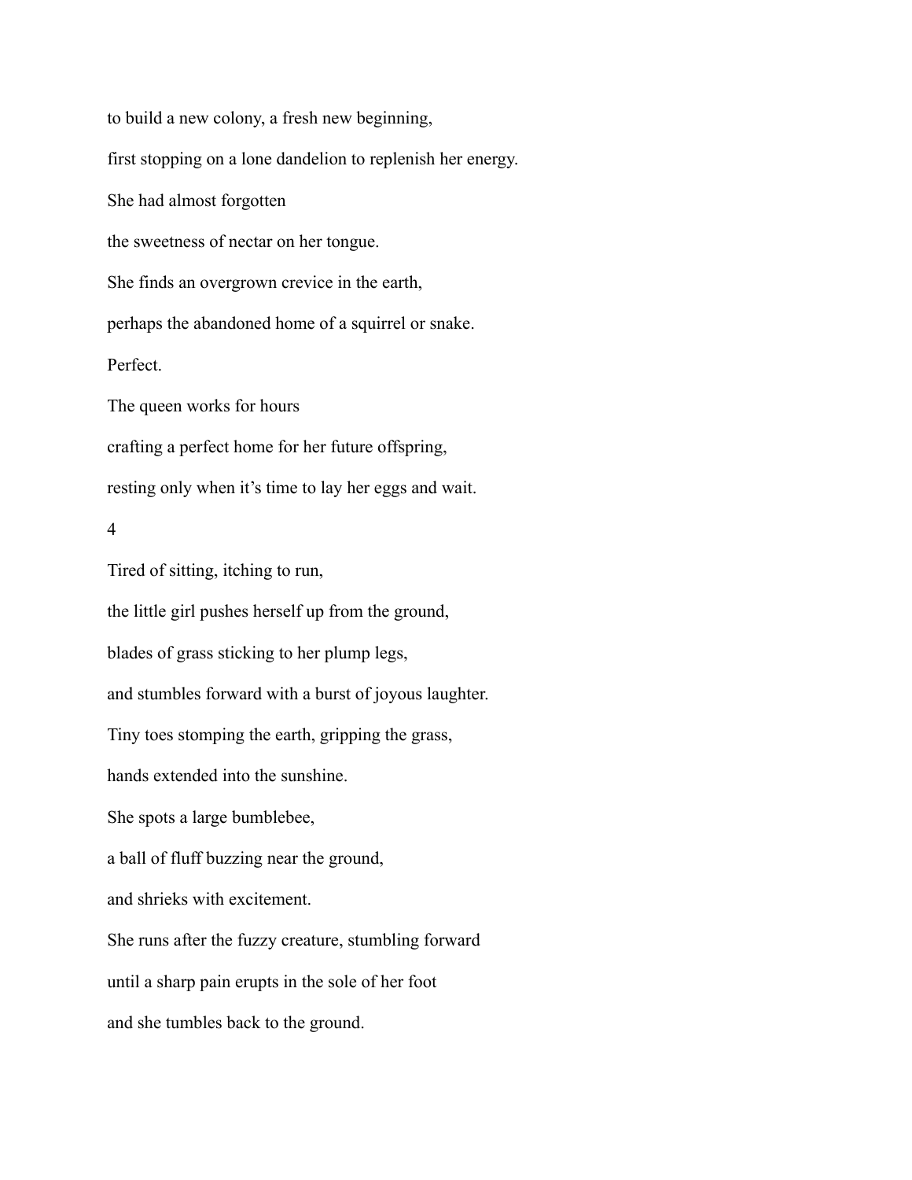to build a new colony, a fresh new beginning,

first stopping on a lone dandelion to replenish her energy.

She had almost forgotten

the sweetness of nectar on her tongue.

She finds an overgrown crevice in the earth,

perhaps the abandoned home of a squirrel or snake.

Perfect.

The queen works for hours

crafting a perfect home for her future offspring,

resting only when it's time to lay her eggs and wait.

4

Tired of sitting, itching to run,

the little girl pushes herself up from the ground,

blades of grass sticking to her plump legs,

and stumbles forward with a burst of joyous laughter.

Tiny toes stomping the earth, gripping the grass,

hands extended into the sunshine.

She spots a large bumblebee,

a ball of fluff buzzing near the ground,

and shrieks with excitement.

She runs after the fuzzy creature, stumbling forward

until a sharp pain erupts in the sole of her foot

and she tumbles back to the ground.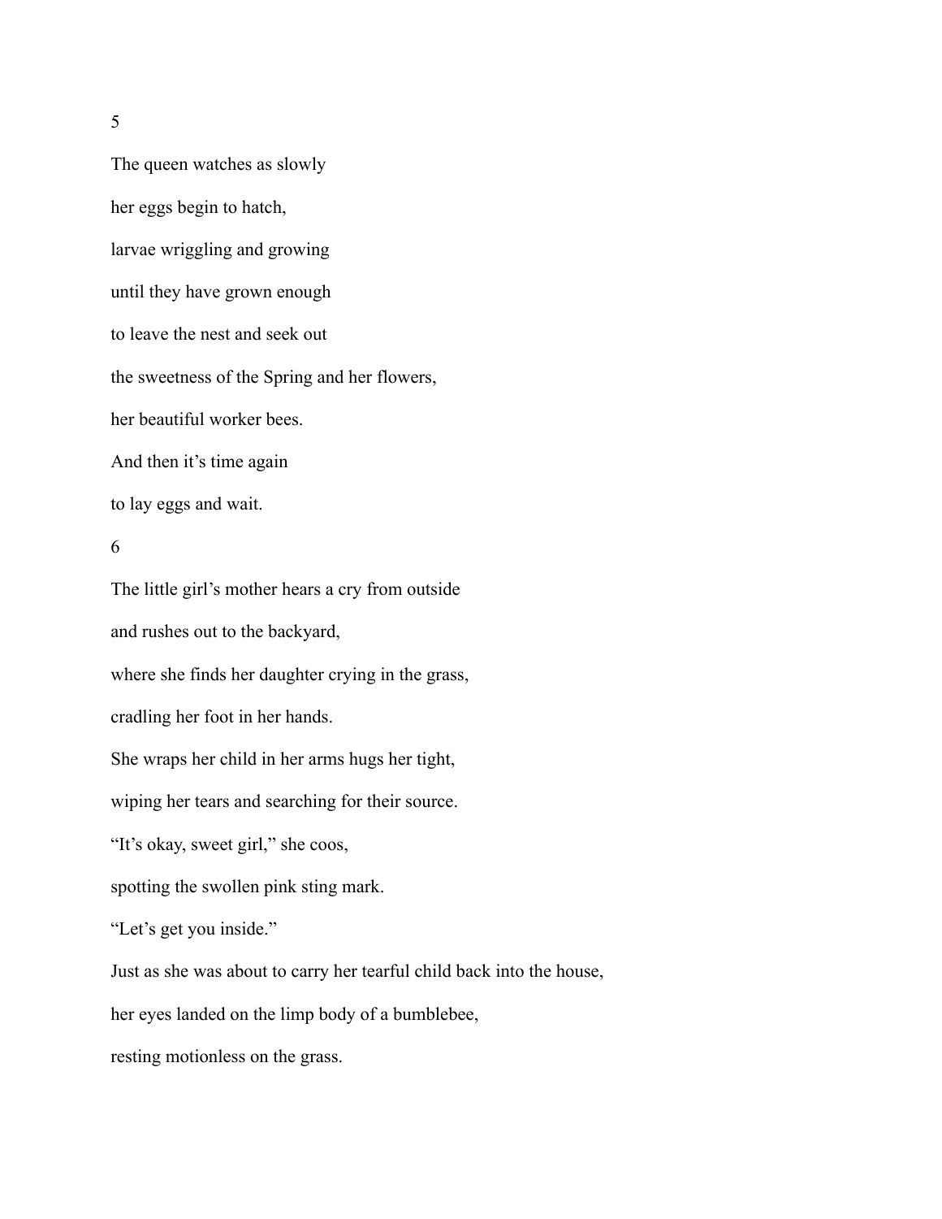5

The queen watches as slowly

her eggs begin to hatch,

larvae wriggling and growing

until they have grown enough

to leave the nest and seek out

the sweetness of the Spring and her flowers,

her beautiful worker bees.

And then it's time again

to lay eggs and wait.

6

The little girl's mother hears a cry from outside

and rushes out to the backyard,

where she finds her daughter crying in the grass,

cradling her foot in her hands.

She wraps her child in her arms hugs her tight,

wiping her tears and searching for their source.

"It's okay, sweet girl," she coos,

spotting the swollen pink sting mark.

"Let's get you inside."

Just as she was about to carry her tearful child back into the house,

her eyes landed on the limp body of a bumblebee,

resting motionless on the grass.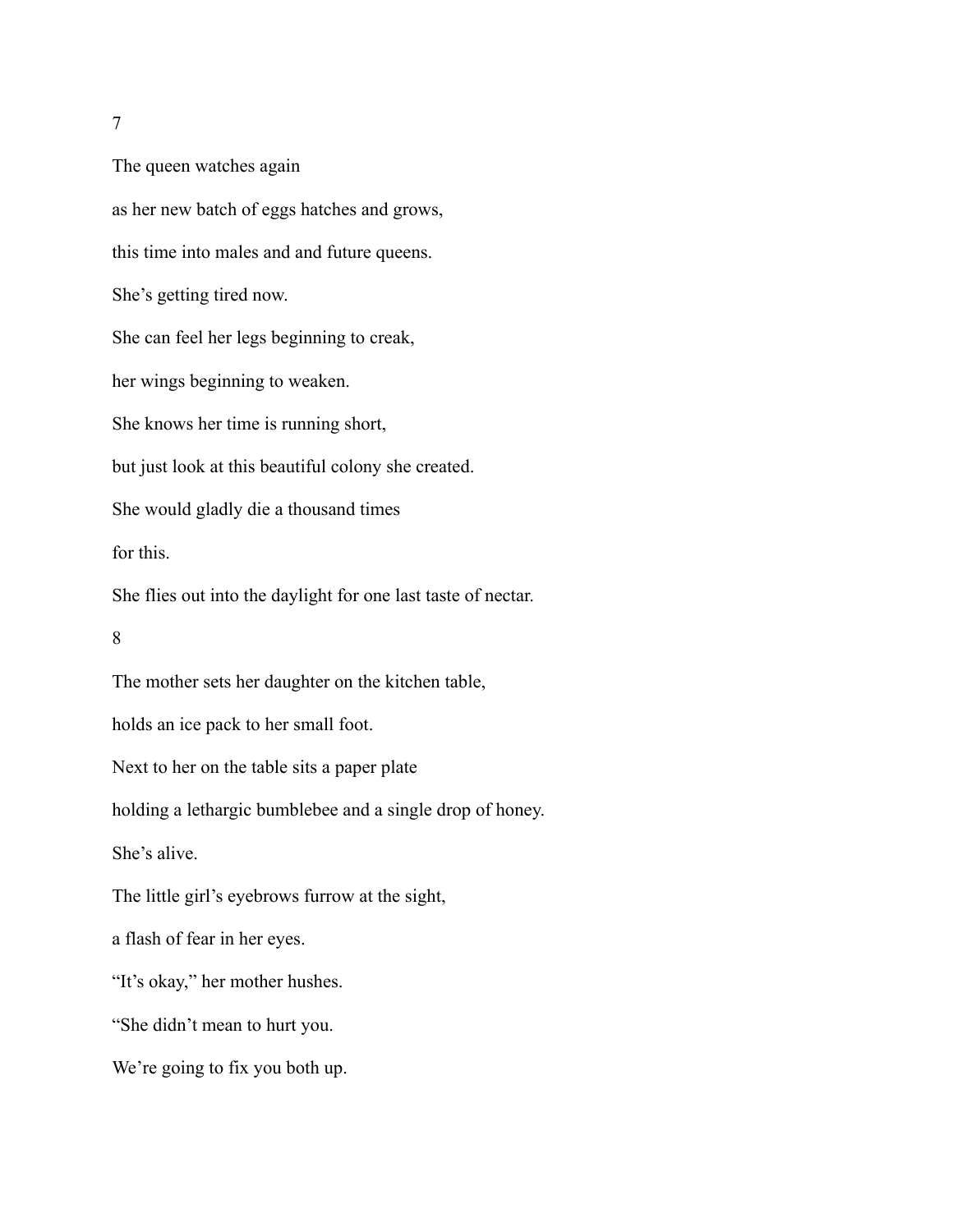7

The queen watches again

as her new batch of eggs hatches and grows,

this time into males and and future queens.

She's getting tired now.

She can feel her legs beginning to creak,

her wings beginning to weaken.

She knows her time is running short,

but just look at this beautiful colony she created.

She would gladly die a thousand times

for this.

She flies out into the daylight for one last taste of nectar.

8

The mother sets her daughter on the kitchen table,

holds an ice pack to her small foot.

Next to her on the table sits a paper plate

holding a lethargic bumblebee and a single drop of honey.

She's alive.

The little girl's eyebrows furrow at the sight,

a flash of fear in her eyes.

"It's okay," her mother hushes.

"She didn't mean to hurt you.

We're going to fix you both up.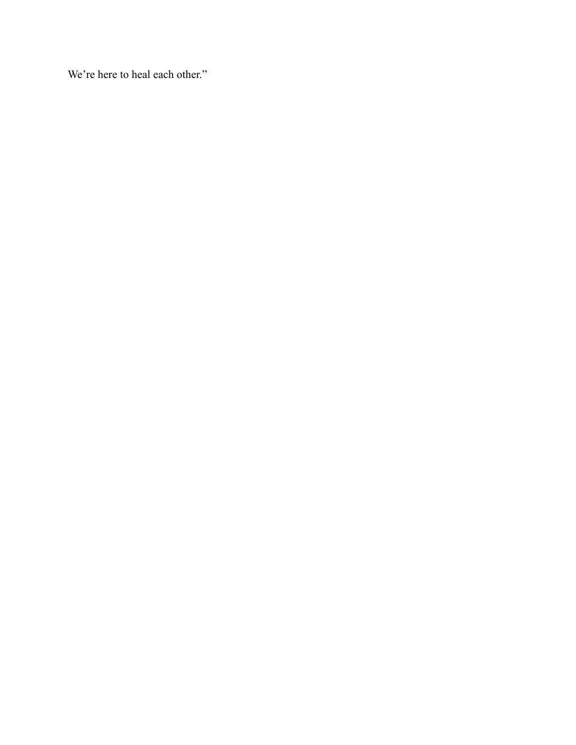We’re here to heal each other.”